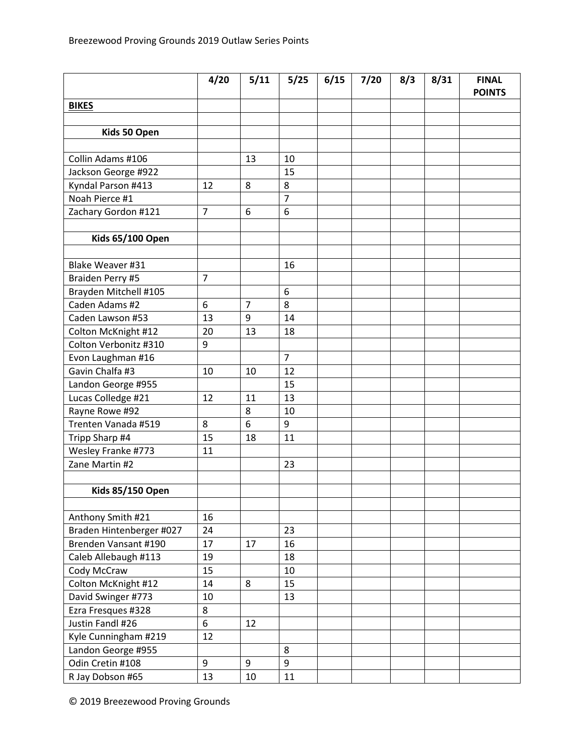# Breezewood Proving Grounds 2019 Outlaw Series Points

| | 4/20 | 5/11 | 5/25 | 6/15 | 7/20 | 8/3 | 8/31 | FINAL POINTS |
|---|---|---|---|---|---|---|---|---|
| **BIKES** | | | | | | | | |
| | | | | | | | | |
| **Kids 50 Open** | | | | | | | | |
| | | | | | | | | |
| Collin Adams #106 | | 13 | 10 | | | | | |
| Jackson George #922 | | | 15 | | | | | |
| Kyndal Parson #413 | 12 | 8 | 8 | | | | | |
| Noah Pierce #1 | | | 7 | | | | | |
| Zachary Gordon #121 | 7 | 6 | 6 | | | | | |
| | | | | | | | | |
| **Kids 65/100 Open** | | | | | | | | |
| | | | | | | | | |
| Blake Weaver #31 | | | 16 | | | | | |
| Braiden Perry #5 | 7 | | | | | | | |
| Brayden Mitchell #105 | | | 6 | | | | | |
| Caden Adams #2 | 6 | 7 | 8 | | | | | |
| Caden Lawson #53 | 13 | 9 | 14 | | | | | |
| Colton McKnight #12 | 20 | 13 | 18 | | | | | |
| Colton Verbonitz #310 | 9 | | | | | | | |
| Evon Laughman #16 | | | 7 | | | | | |
| Gavin Chalfa #3 | 10 | 10 | 12 | | | | | |
| Landon George #955 | | | 15 | | | | | |
| Lucas Colledge #21 | 12 | 11 | 13 | | | | | |
| Rayne Rowe #92 | | 8 | 10 | | | | | |
| Trenten Vanada #519 | 8 | 6 | 9 | | | | | |
| Tripp Sharp #4 | 15 | 18 | 11 | | | | | |
| Wesley Franke #773 | 11 | | | | | | | |
| Zane Martin #2 | | | 23 | | | | | |
| | | | | | | | | |
| **Kids 85/150 Open** | | | | | | | | |
| | | | | | | | | |
| Anthony Smith #21 | 16 | | | | | | | |
| Braden Hintenberger #027 | 24 | | 23 | | | | | |
| Brenden Vansant #190 | 17 | 17 | 16 | | | | | |
| Caleb Allebaugh #113 | 19 | | 18 | | | | | |
| Cody McCraw | 15 | | 10 | | | | | |
| Colton McKnight #12 | 14 | 8 | 15 | | | | | |
| David Swinger #773 | 10 | | 13 | | | | | |
| Ezra Fresques #328 | 8 | | | | | | | |
| Justin Fandl #26 | 6 | 12 | | | | | | |
| Kyle Cunningham #219 | 12 | | | | | | | |
| Landon George #955 | | | 8 | | | | | |
| Odin Cretin #108 | 9 | 9 | 9 | | | | | |
| R Jay Dobson #65 | 13 | 10 | 11 | | | | | |

© 2019 Breezewood Proving Grounds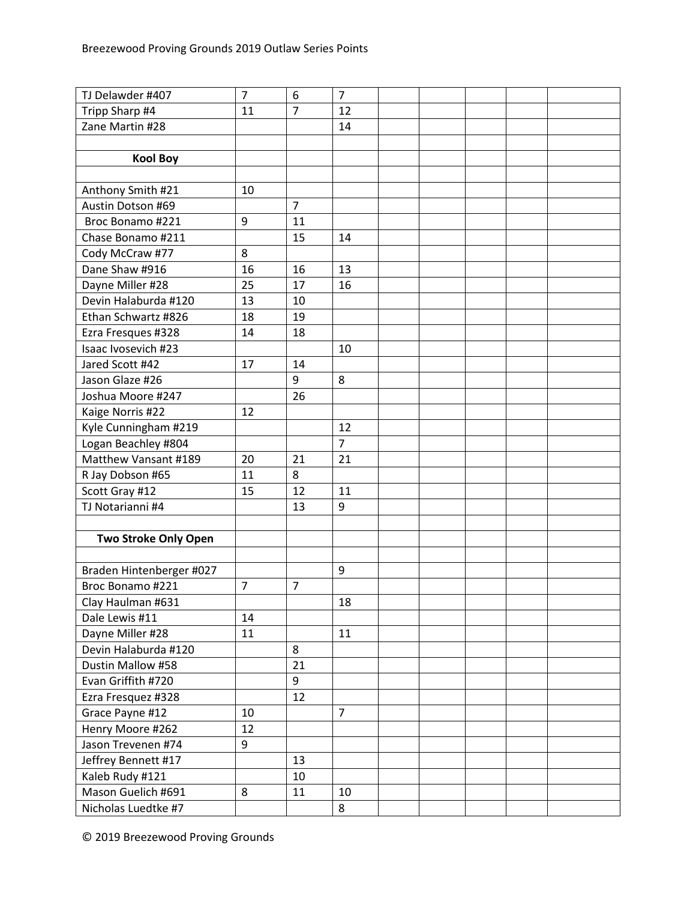| | | | | | | | | |
|---|---|---|---|---|---|---|---|---|
| TJ Delawder #407 | 7 | 6 | 7 | | | | | |
| Tripp Sharp #4 | 11 | 7 | 12 | | | | | |
| Zane Martin #28 | | | 14 | | | | | |
| | | | | | | | | |
| **Kool Boy** | | | | | | | | |
| | | | | | | | | |
| Anthony Smith #21 | 10 | | | | | | | |
| Austin Dotson #69 | | 7 | | | | | | |
| Broc Bonamo #221 | 9 | 11 | | | | | | |
| Chase Bonamo #211 | | 15 | 14 | | | | | |
| Cody McCraw #77 | 8 | | | | | | | |
| Dane Shaw #916 | 16 | 16 | 13 | | | | | |
| Dayne Miller #28 | 25 | 17 | 16 | | | | | |
| Devin Halaburda #120 | 13 | 10 | | | | | | |
| Ethan Schwartz #826 | 18 | 19 | | | | | | |
| Ezra Fresques #328 | 14 | 18 | | | | | | |
| Isaac Ivosevich #23 | | | 10 | | | | | |
| Jared Scott #42 | 17 | 14 | | | | | | |
| Jason Glaze #26 | | 9 | 8 | | | | | |
| Joshua Moore #247 | | 26 | | | | | | |
| Kaige Norris #22 | 12 | | | | | | | |
| Kyle Cunningham #219 | | | 12 | | | | | |
| Logan Beachley #804 | | | 7 | | | | | |
| Matthew Vansant #189 | 20 | 21 | 21 | | | | | |
| R Jay Dobson #65 | 11 | 8 | | | | | | |
| Scott Gray #12 | 15 | 12 | 11 | | | | | |
| TJ Notarianni #4 | | 13 | 9 | | | | | |
| | | | | | | | | |
| **Two Stroke Only Open** | | | | | | | | |
| | | | | | | | | |
| Braden Hintenberger #027 | | | 9 | | | | | |
| Broc Bonamo #221 | 7 | 7 | | | | | | |
| Clay Haulman #631 | | | 18 | | | | | |
| Dale Lewis #11 | 14 | | | | | | | |
| Dayne Miller #28 | 11 | | 11 | | | | | |
| Devin Halaburda #120 | | 8 | | | | | | |
| Dustin Mallow #58 | | 21 | | | | | | |
| Evan Griffith #720 | | 9 | | | | | | |
| Ezra Fresquez #328 | | 12 | | | | | | |
| Grace Payne #12 | 10 | | 7 | | | | | |
| Henry Moore #262 | 12 | | | | | | | |
| Jason Trevenen #74 | 9 | | | | | | | |
| Jeffrey Bennett #17 | | 13 | | | | | | |
| Kaleb Rudy #121 | | 10 | | | | | | |
| Mason Guelich #691 | 8 | 11 | 10 | | | | | |
| Nicholas Luedtke #7 | | | 8 | | | | | |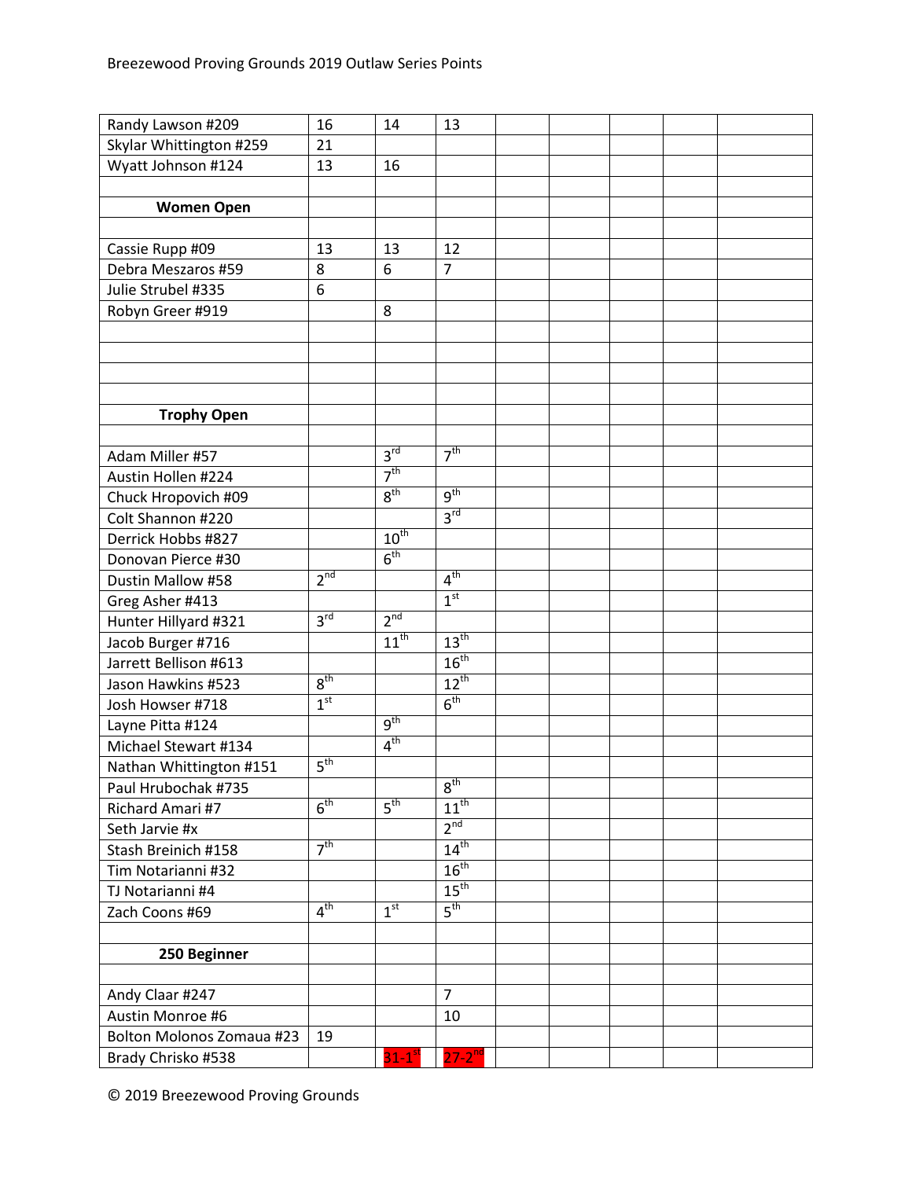| | | | | | | | | |
|---|---|---|---|---|---|---|---|---|
| Randy Lawson #209 | 16 | 14 | 13 | | | | | |
| Skylar Whittington #259 | 21 | | | | | | | |
| Wyatt Johnson #124 | 13 | 16 | | | | | | |
| | | | | | | | | |
| **Women Open** | | | | | | | | |
| | | | | | | | | |
| Cassie Rupp #09 | 13 | 13 | 12 | | | | | |
| Debra Meszaros #59 | 8 | 6 | 7 | | | | | |
| Julie Strubel #335 | 6 | | | | | | | |
| Robyn Greer #919 | | 8 | | | | | | |
| | | | | | | | | |
| | | | | | | | | |
| | | | | | | | | |
| | | | | | | | | |
| **Trophy Open** | | | | | | | | |
| | | | | | | | | |
| Adam Miller #57 | | 3rd | 7th | | | | | |
| Austin Hollen #224 | | 7th | | | | | | |
| Chuck Hropovich #09 | | 8th | 9th | | | | | |
| Colt Shannon #220 | | | 3rd | | | | | |
| Derrick Hobbs #827 | | 10th | | | | | | |
| Donovan Pierce #30 | | 6th | | | | | | |
| Dustin Mallow #58 | 2nd | | 4th | | | | | |
| Greg Asher #413 | | | 1st | | | | | |
| Hunter Hillyard #321 | 3rd | 2nd | | | | | | |
| Jacob Burger #716 | | 11th | 13th | | | | | |
| Jarrett Bellison #613 | | | 16th | | | | | |
| Jason Hawkins #523 | 8th | | 12th | | | | | |
| Josh Howser #718 | 1st | | 6th | | | | | |
| Layne Pitta #124 | | 9th | | | | | | |
| Michael Stewart #134 | | 4th | | | | | | |
| Nathan Whittington #151 | 5th | | | | | | | |
| Paul Hrubochak #735 | | | 8th | | | | | |
| Richard Amari #7 | 6th | 5th | 11th | | | | | |
| Seth Jarvie #x | | | 2nd | | | | | |
| Stash Breinich #158 | 7th | | 14th | | | | | |
| Tim Notarianni #32 | | | 16th | | | | | |
| TJ Notarianni #4 | | | 15th | | | | | |
| Zach Coons #69 | 4th | 1st | 5th | | | | | |
| | | | | | | | | |
| **250 Beginner** | | | | | | | | |
| | | | | | | | | |
| Andy Claar #247 | | | 7 | | | | | |
| Austin Monroe #6 | | | 10 | | | | | |
| Bolton Molonos Zomaua #23 | 19 | | | | | | | |
| Brady Chrisko #538 | | 31-1st | 27-2nd | | | | | |

© 2019 Breezewood Proving Grounds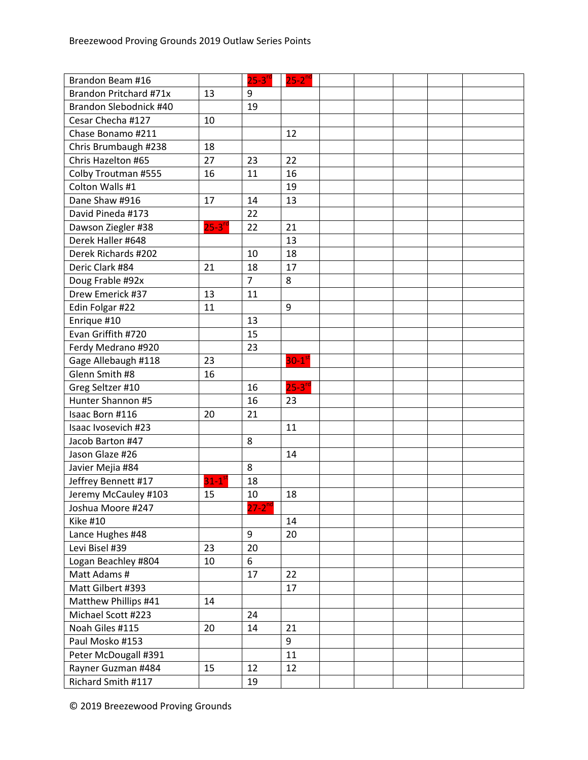| | | | | | | | | |
|---|---|---|---|---|---|---|---|---|
| Brandon Beam #16 | | 25-3rd | 25-2nd | | | | | |
| Brandon Pritchard #71x | 13 | 9 | | | | | | |
| Brandon Slebodnick #40 | | 19 | | | | | | |
| Cesar Checha #127 | 10 | | | | | | | |
| Chase Bonamo #211 | | | 12 | | | | | |
| Chris Brumbaugh #238 | 18 | | | | | | | |
| Chris Hazelton #65 | 27 | 23 | 22 | | | | | |
| Colby Troutman #555 | 16 | 11 | 16 | | | | | |
| Colton Walls #1 | | | 19 | | | | | |
| Dane Shaw #916 | 17 | 14 | 13 | | | | | |
| David Pineda #173 | | 22 | | | | | | |
| Dawson Ziegler #38 | 25-3rd | 22 | 21 | | | | | |
| Derek Haller #648 | | | 13 | | | | | |
| Derek Richards #202 | | 10 | 18 | | | | | |
| Deric Clark #84 | 21 | 18 | 17 | | | | | |
| Doug Frable #92x | | 7 | 8 | | | | | |
| Drew Emerick #37 | 13 | 11 | | | | | | |
| Edin Folgar #22 | 11 | | 9 | | | | | |
| Enrique #10 | | 13 | | | | | | |
| Evan Griffith #720 | | 15 | | | | | | |
| Ferdy Medrano #920 | | 23 | | | | | | |
| Gage Allebaugh #118 | 23 | | 30-1st | | | | | |
| Glenn Smith #8 | 16 | | | | | | | |
| Greg Seltzer #10 | | 16 | 25-3rd | | | | | |
| Hunter Shannon #5 | | 16 | 23 | | | | | |
| Isaac Born #116 | 20 | 21 | | | | | | |
| Isaac Ivosevich #23 | | | 11 | | | | | |
| Jacob Barton #47 | | 8 | | | | | | |
| Jason Glaze #26 | | | 14 | | | | | |
| Javier Mejia #84 | | 8 | | | | | | |
| Jeffrey Bennett #17 | 31-1st | 18 | | | | | | |
| Jeremy McCauley #103 | 15 | 10 | 18 | | | | | |
| Joshua Moore #247 | | 27-2nd | | | | | | |
| Kike #10 | | | 14 | | | | | |
| Lance Hughes #48 | | 9 | 20 | | | | | |
| Levi Bisel #39 | 23 | 20 | | | | | | |
| Logan Beachley #804 | 10 | 6 | | | | | | |
| Matt Adams # | | 17 | 22 | | | | | |
| Matt Gilbert #393 | | | 17 | | | | | |
| Matthew Phillips #41 | 14 | | | | | | | |
| Michael Scott #223 | | 24 | | | | | | |
| Noah Giles #115 | 20 | 14 | 21 | | | | | |
| Paul Mosko #153 | | | 9 | | | | | |
| Peter McDougall #391 | | | 11 | | | | | |
| Rayner Guzman #484 | 15 | 12 | 12 | | | | | |
| Richard Smith #117 | | 19 | | | | | | |

© 2019 Breezewood Proving Grounds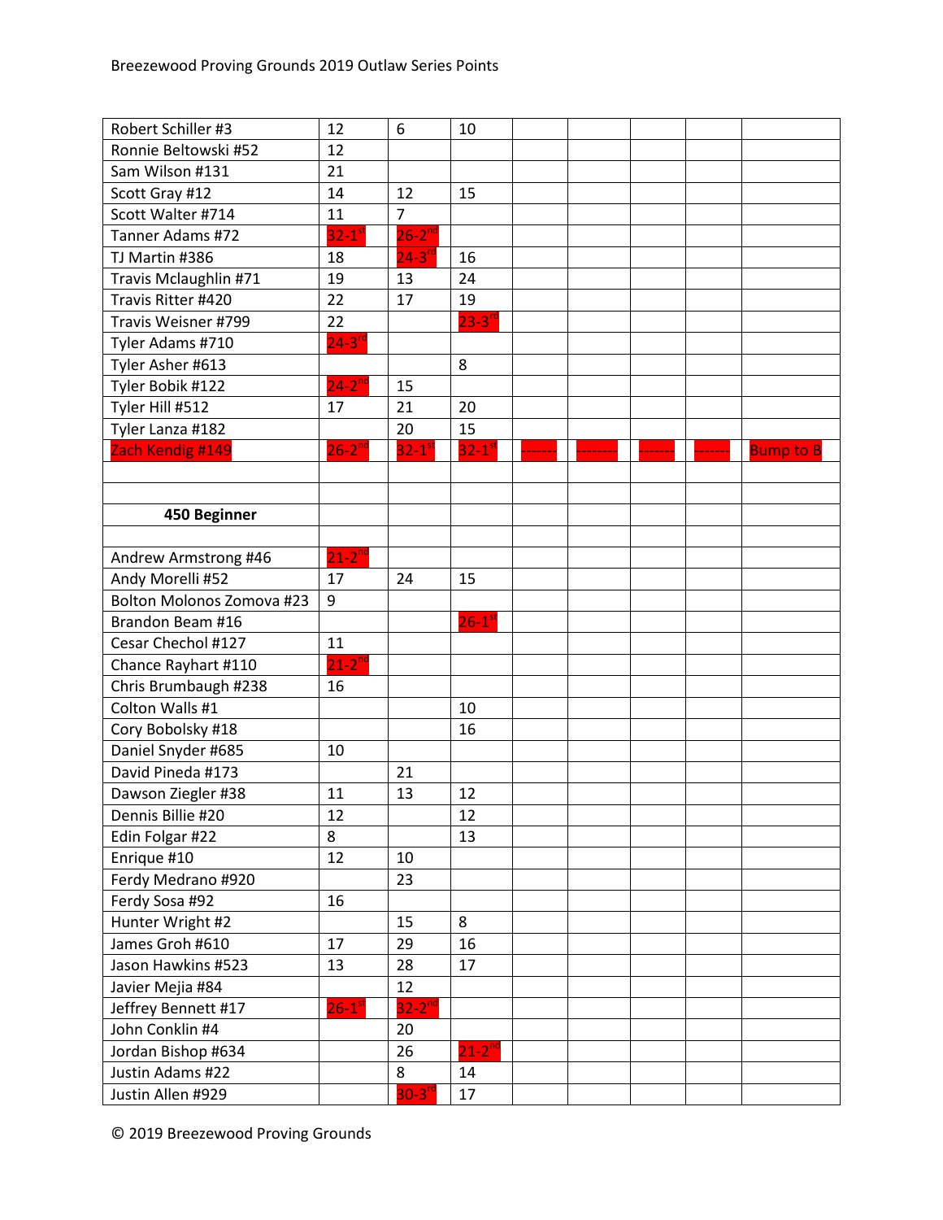| | | | | | | | | |
|---|---|---|---|---|---|---|---|---|
| Robert Schiller #3 | 12 | 6 | 10 | | | | | |
| Ronnie Beltowski #52 | 12 | | | | | | | |
| Sam Wilson #131 | 21 | | | | | | | |
| Scott Gray #12 | 14 | 12 | 15 | | | | | |
| Scott Walter #714 | 11 | 7 | | | | | | |
| Tanner Adams #72 | 32-1st | 26-2nd | | | | | | |
| TJ Martin #386 | 18 | 24-3rd | 16 | | | | | |
| Travis Mclaughlin #71 | 19 | 13 | 24 | | | | | |
| Travis Ritter #420 | 22 | 17 | 19 | | | | | |
| Travis Weisner #799 | 22 | | 23-3rd | | | | | |
| Tyler Adams #710 | 24-3rd | | | | | | | |
| Tyler Asher #613 | | | 8 | | | | | |
| Tyler Bobik #122 | 24-2nd | 15 | | | | | | |
| Tyler Hill #512 | 17 | 21 | 20 | | | | | |
| Tyler Lanza #182 | | 20 | 15 | | | | | |
| Zach Kendig #149 | 26-2nd | 32-1st | 32-1st | ------- | -------- | ------- | ------- | Bump to B |
| | | | | | | | | |
| | | | | | | | | |
| **450 Beginner** | | | | | | | | |
| | | | | | | | | |
| Andrew Armstrong #46 | 21-2nd | | | | | | | |
| Andy Morelli #52 | 17 | 24 | 15 | | | | | |
| Bolton Molonos Zomova #23 | 9 | | | | | | | |
| Brandon Beam #16 | | | 26-1st | | | | | |
| Cesar Chechol #127 | 11 | | | | | | | |
| Chance Rayhart #110 | 21-2nd | | | | | | | |
| Chris Brumbaugh #238 | 16 | | | | | | | |
| Colton Walls #1 | | | 10 | | | | | |
| Cory Bobolsky #18 | | | 16 | | | | | |
| Daniel Snyder #685 | 10 | | | | | | | |
| David Pineda #173 | | 21 | | | | | | |
| Dawson Ziegler #38 | 11 | 13 | 12 | | | | | |
| Dennis Billie #20 | 12 | | 12 | | | | | |
| Edin Folgar #22 | 8 | | 13 | | | | | |
| Enrique #10 | 12 | 10 | | | | | | |
| Ferdy Medrano #920 | | 23 | | | | | | |
| Ferdy Sosa #92 | 16 | | | | | | | |
| Hunter Wright #2 | | 15 | 8 | | | | | |
| James Groh #610 | 17 | 29 | 16 | | | | | |
| Jason Hawkins #523 | 13 | 28 | 17 | | | | | |
| Javier Mejia #84 | | 12 | | | | | | |
| Jeffrey Bennett #17 | 26-1st | 32-2nd | | | | | | |
| John Conklin #4 | | 20 | | | | | | |
| Jordan Bishop #634 | | 26 | 21-2nd | | | | | |
| Justin Adams #22 | | 8 | 14 | | | | | |
| Justin Allen #929 | | 30-3rd | 17 | | | | | |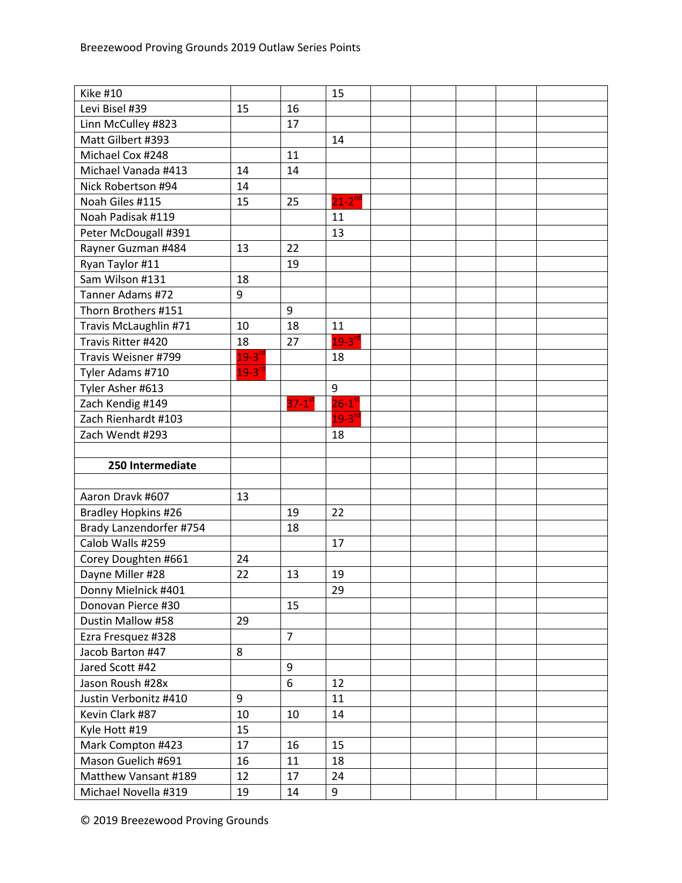| | | | | | | | | |
|---|---|---|---|---|---|---|---|---|
| Kike #10 | | | 15 | | | | | |
| Levi Bisel #39 | 15 | 16 | | | | | | |
| Linn McCulley #823 | | 17 | | | | | | |
| Matt Gilbert #393 | | | 14 | | | | | |
| Michael Cox #248 | | 11 | | | | | | |
| Michael Vanada #413 | 14 | 14 | | | | | | |
| Nick Robertson #94 | 14 | | | | | | | |
| Noah Giles #115 | 15 | 25 | 21-2nd | | | | | |
| Noah Padisak #119 | | | 11 | | | | | |
| Peter McDougall #391 | | | 13 | | | | | |
| Rayner Guzman #484 | 13 | 22 | | | | | | |
| Ryan Taylor #11 | | 19 | | | | | | |
| Sam Wilson #131 | 18 | | | | | | | |
| Tanner Adams #72 | 9 | | | | | | | |
| Thorn Brothers #151 | | 9 | | | | | | |
| Travis McLaughlin #71 | 10 | 18 | 11 | | | | | |
| Travis Ritter #420 | 18 | 27 | 19-3rd | | | | | |
| Travis Weisner #799 | 19-3rd | | 18 | | | | | |
| Tyler Adams #710 | 19-3rd | | | | | | | |
| Tyler Asher #613 | | | 9 | | | | | |
| Zach Kendig #149 | | 37-1st | 26-1st | | | | | |
| Zach Rienhardt #103 | | | 19-3rd | | | | | |
| Zach Wendt #293 | | | 18 | | | | | |
| | | | | | | | | |
| **250 Intermediate** | | | | | | | | |
| | | | | | | | | |
| Aaron Dravk #607 | 13 | | | | | | | |
| Bradley Hopkins #26 | | 19 | 22 | | | | | |
| Brady Lanzendorfer #754 | | 18 | | | | | | |
| Calob Walls #259 | | | 17 | | | | | |
| Corey Doughten #661 | 24 | | | | | | | |
| Dayne Miller #28 | 22 | 13 | 19 | | | | | |
| Donny Mielnick #401 | | | 29 | | | | | |
| Donovan Pierce #30 | | 15 | | | | | | |
| Dustin Mallow #58 | 29 | | | | | | | |
| Ezra Fresquez #328 | | 7 | | | | | | |
| Jacob Barton #47 | 8 | | | | | | | |
| Jared Scott #42 | | 9 | | | | | | |
| Jason Roush #28x | | 6 | 12 | | | | | |
| Justin Verbonitz #410 | 9 | | 11 | | | | | |
| Kevin Clark #87 | 10 | 10 | 14 | | | | | |
| Kyle Hott #19 | 15 | | | | | | | |
| Mark Compton #423 | 17 | 16 | 15 | | | | | |
| Mason Guelich #691 | 16 | 11 | 18 | | | | | |
| Matthew Vansant #189 | 12 | 17 | 24 | | | | | |
| Michael Novella #319 | 19 | 14 | 9 | | | | | |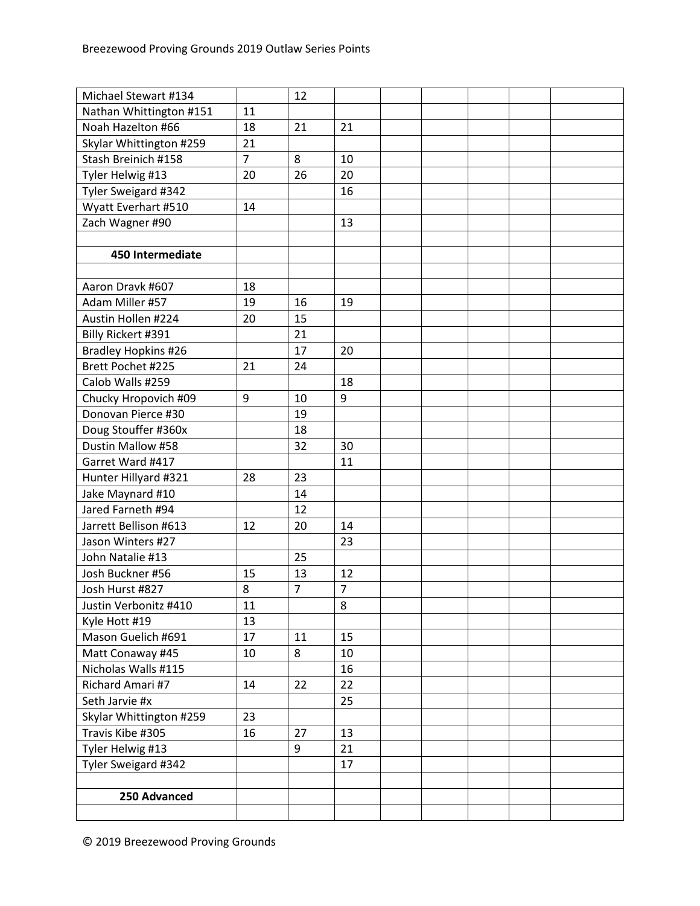| | | | | | | | | |
|---|---|---|---|---|---|---|---|---|
| Michael Stewart #134 | | 12 | | | | | | |
| Nathan Whittington #151 | 11 | | | | | | | |
| Noah Hazelton #66 | 18 | 21 | 21 | | | | | |
| Skylar Whittington #259 | 21 | | | | | | | |
| Stash Breinich #158 | 7 | 8 | 10 | | | | | |
| Tyler Helwig #13 | 20 | 26 | 20 | | | | | |
| Tyler Sweigard #342 | | | 16 | | | | | |
| Wyatt Everhart #510 | 14 | | | | | | | |
| Zach Wagner #90 | | | 13 | | | | | |
| | | | | | | | | |
| **450 Intermediate** | | | | | | | | |
| | | | | | | | | |
| Aaron Dravk #607 | 18 | | | | | | | |
| Adam Miller #57 | 19 | 16 | 19 | | | | | |
| Austin Hollen #224 | 20 | 15 | | | | | | |
| Billy Rickert #391 | | 21 | | | | | | |
| Bradley Hopkins #26 | | 17 | 20 | | | | | |
| Brett Pochet #225 | 21 | 24 | | | | | | |
| Calob Walls #259 | | | 18 | | | | | |
| Chucky Hropovich #09 | 9 | 10 | 9 | | | | | |
| Donovan Pierce #30 | | 19 | | | | | | |
| Doug Stouffer #360x | | 18 | | | | | | |
| Dustin Mallow #58 | | 32 | 30 | | | | | |
| Garret Ward #417 | | | 11 | | | | | |
| Hunter Hillyard #321 | 28 | 23 | | | | | | |
| Jake Maynard #10 | | 14 | | | | | | |
| Jared Farneth #94 | | 12 | | | | | | |
| Jarrett Bellison #613 | 12 | 20 | 14 | | | | | |
| Jason Winters #27 | | | 23 | | | | | |
| John Natalie #13 | | 25 | | | | | | |
| Josh Buckner #56 | 15 | 13 | 12 | | | | | |
| Josh Hurst #827 | 8 | 7 | 7 | | | | | |
| Justin Verbonitz #410 | 11 | | 8 | | | | | |
| Kyle Hott #19 | 13 | | | | | | | |
| Mason Guelich #691 | 17 | 11 | 15 | | | | | |
| Matt Conaway #45 | 10 | 8 | 10 | | | | | |
| Nicholas Walls #115 | | | 16 | | | | | |
| Richard Amari #7 | 14 | 22 | 22 | | | | | |
| Seth Jarvie #x | | | 25 | | | | | |
| Skylar Whittington #259 | 23 | | | | | | | |
| Travis Kibe #305 | 16 | 27 | 13 | | | | | |
| Tyler Helwig #13 | | 9 | 21 | | | | | |
| Tyler Sweigard #342 | | | 17 | | | | | |
| | | | | | | | | |
| **250 Advanced** | | | | | | | | |
| | | | | | | | | |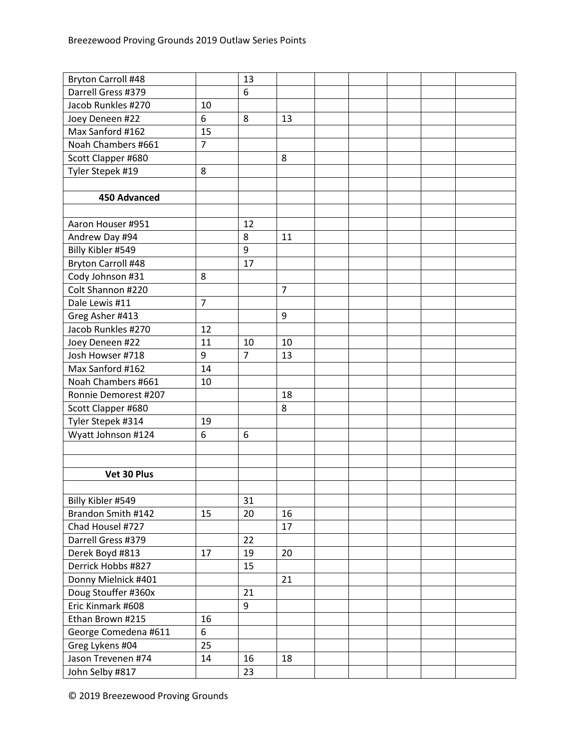| | | | | | | | | |
|---|---|---|---|---|---|---|---|---|
| Bryton Carroll #48 | | 13 | | | | | | |
| Darrell Gress #379 | | 6 | | | | | | |
| Jacob Runkles #270 | 10 | | | | | | | |
| Joey Deneen #22 | 6 | 8 | 13 | | | | | |
| Max Sanford #162 | 15 | | | | | | | |
| Noah Chambers #661 | 7 | | | | | | | |
| Scott Clapper #680 | | | 8 | | | | | |
| Tyler Stepek #19 | 8 | | | | | | | |
| | | | | | | | | |
| **450 Advanced** | | | | | | | | |
| | | | | | | | | |
| Aaron Houser #951 | | 12 | | | | | | |
| Andrew Day #94 | | 8 | 11 | | | | | |
| Billy Kibler #549 | | 9 | | | | | | |
| Bryton Carroll #48 | | 17 | | | | | | |
| Cody Johnson #31 | 8 | | | | | | | |
| Colt Shannon #220 | | | 7 | | | | | |
| Dale Lewis #11 | 7 | | | | | | | |
| Greg Asher #413 | | | 9 | | | | | |
| Jacob Runkles #270 | 12 | | | | | | | |
| Joey Deneen #22 | 11 | 10 | 10 | | | | | |
| Josh Howser #718 | 9 | 7 | 13 | | | | | |
| Max Sanford #162 | 14 | | | | | | | |
| Noah Chambers #661 | 10 | | | | | | | |
| Ronnie Demorest #207 | | | 18 | | | | | |
| Scott Clapper #680 | | | 8 | | | | | |
| Tyler Stepek #314 | 19 | | | | | | | |
| Wyatt Johnson #124 | 6 | 6 | | | | | | |
| | | | | | | | | |
| | | | | | | | | |
| **Vet 30 Plus** | | | | | | | | |
| | | | | | | | | |
| Billy Kibler #549 | | 31 | | | | | | |
| Brandon Smith #142 | 15 | 20 | 16 | | | | | |
| Chad Housel #727 | | | 17 | | | | | |
| Darrell Gress #379 | | 22 | | | | | | |
| Derek Boyd #813 | 17 | 19 | 20 | | | | | |
| Derrick Hobbs #827 | | 15 | | | | | | |
| Donny Mielnick #401 | | | 21 | | | | | |
| Doug Stouffer #360x | | 21 | | | | | | |
| Eric Kinmark #608 | | 9 | | | | | | |
| Ethan Brown #215 | 16 | | | | | | | |
| George Comedena #611 | 6 | | | | | | | |
| Greg Lykens #04 | 25 | | | | | | | |
| Jason Trevenen #74 | 14 | 16 | 18 | | | | | |
| John Selby #817 | | 23 | | | | | | |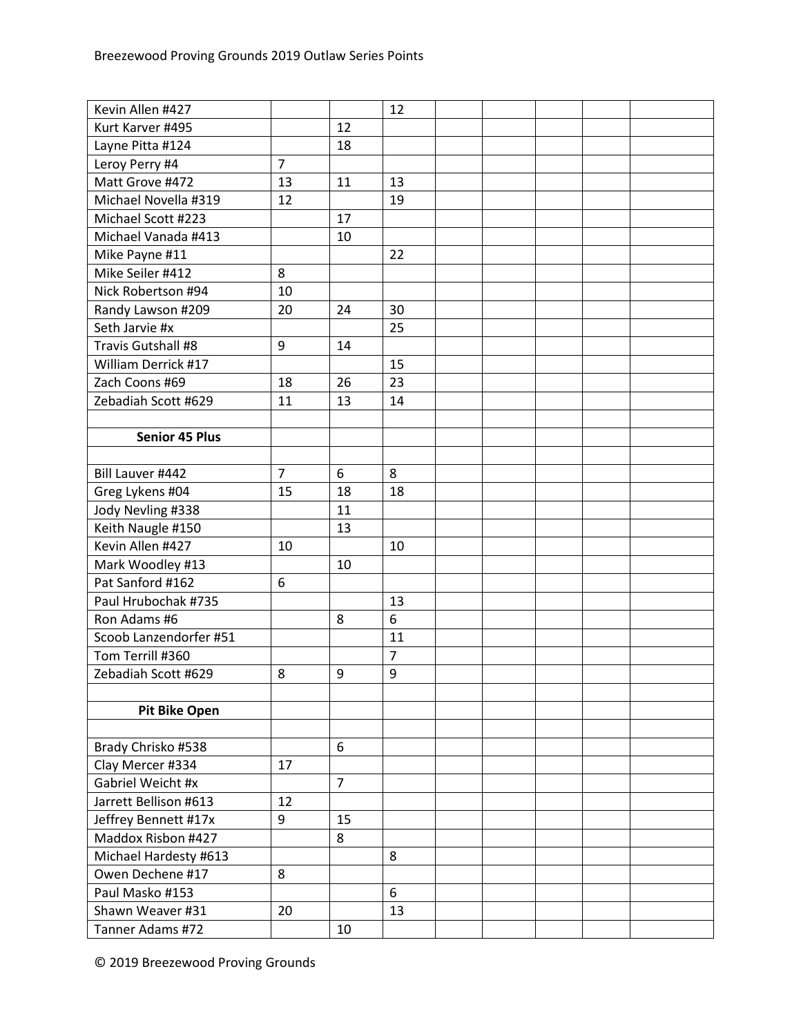| | | | | | | | | |
|---|---|---|---|---|---|---|---|---|
| Kevin Allen #427 | | | 12 | | | | | |
| Kurt Karver #495 | | 12 | | | | | | |
| Layne Pitta #124 | | 18 | | | | | | |
| Leroy Perry #4 | 7 | | | | | | | |
| Matt Grove #472 | 13 | 11 | 13 | | | | | |
| Michael Novella #319 | 12 | | 19 | | | | | |
| Michael Scott #223 | | 17 | | | | | | |
| Michael Vanada #413 | | 10 | | | | | | |
| Mike Payne #11 | | | 22 | | | | | |
| Mike Seiler #412 | 8 | | | | | | | |
| Nick Robertson #94 | 10 | | | | | | | |
| Randy Lawson #209 | 20 | 24 | 30 | | | | | |
| Seth Jarvie #x | | | 25 | | | | | |
| Travis Gutshall #8 | 9 | 14 | | | | | | |
| William Derrick #17 | | | 15 | | | | | |
| Zach Coons #69 | 18 | 26 | 23 | | | | | |
| Zebadiah Scott #629 | 11 | 13 | 14 | | | | | |
| | | | | | | | | |
| **Senior 45 Plus** | | | | | | | | |
| | | | | | | | | |
| Bill Lauver #442 | 7 | 6 | 8 | | | | | |
| Greg Lykens #04 | 15 | 18 | 18 | | | | | |
| Jody Nevling #338 | | 11 | | | | | | |
| Keith Naugle #150 | | 13 | | | | | | |
| Kevin Allen #427 | 10 | | 10 | | | | | |
| Mark Woodley #13 | | 10 | | | | | | |
| Pat Sanford #162 | 6 | | | | | | | |
| Paul Hrubochak #735 | | | 13 | | | | | |
| Ron Adams #6 | | 8 | 6 | | | | | |
| Scoob Lanzendorfer #51 | | | 11 | | | | | |
| Tom Terrill #360 | | | 7 | | | | | |
| Zebadiah Scott #629 | 8 | 9 | 9 | | | | | |
| | | | | | | | | |
| **Pit Bike Open** | | | | | | | | |
| | | | | | | | | |
| Brady Chrisko #538 | | 6 | | | | | | |
| Clay Mercer #334 | 17 | | | | | | | |
| Gabriel Weicht #x | | 7 | | | | | | |
| Jarrett Bellison #613 | 12 | | | | | | | |
| Jeffrey Bennett #17x | 9 | 15 | | | | | | |
| Maddox Risbon #427 | | 8 | | | | | | |
| Michael Hardesty #613 | | | 8 | | | | | |
| Owen Dechene #17 | 8 | | | | | | | |
| Paul Masko #153 | | | 6 | | | | | |
| Shawn Weaver #31 | 20 | | 13 | | | | | |
| Tanner Adams #72 | | 10 | | | | | | |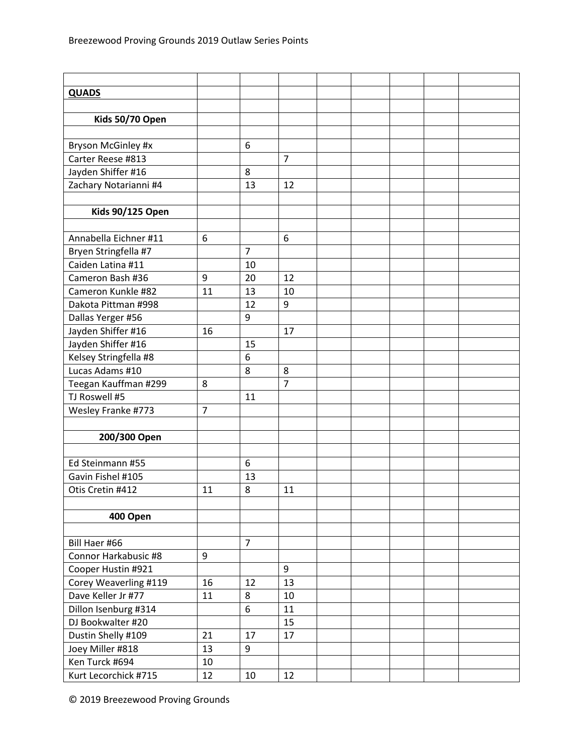Breezewood Proving Grounds 2019 Outlaw Series Points

| | | | | | | | | |
|---|---|---|---|---|---|---|---|---|
| **QUADS** | | | | | | | | |
| | | | | | | | | |
| **Kids 50/70 Open** | | | | | | | | |
| | | | | | | | | |
| Bryson McGinley #x | | 6 | | | | | | |
| Carter Reese #813 | | | 7 | | | | | |
| Jayden Shiffer #16 | | 8 | | | | | | |
| Zachary Notarianni #4 | | 13 | 12 | | | | | |
| | | | | | | | | |
| **Kids 90/125 Open** | | | | | | | | |
| | | | | | | | | |
| Annabella Eichner #11 | 6 | | 6 | | | | | |
| Bryen Stringfella #7 | | 7 | | | | | | |
| Caiden Latina #11 | | 10 | | | | | | |
| Cameron Bash #36 | 9 | 20 | 12 | | | | | |
| Cameron Kunkle #82 | 11 | 13 | 10 | | | | | |
| Dakota Pittman #998 | | 12 | 9 | | | | | |
| Dallas Yerger #56 | | 9 | | | | | | |
| Jayden Shiffer #16 | 16 | | 17 | | | | | |
| Jayden Shiffer #16 | | 15 | | | | | | |
| Kelsey Stringfella #8 | | 6 | | | | | | |
| Lucas Adams #10 | | 8 | 8 | | | | | |
| Teegan Kauffman #299 | 8 | | 7 | | | | | |
| TJ Roswell #5 | | 11 | | | | | | |
| Wesley Franke #773 | 7 | | | | | | | |
| | | | | | | | | |
| **200/300 Open** | | | | | | | | |
| | | | | | | | | |
| Ed Steinmann #55 | | 6 | | | | | | |
| Gavin Fishel #105 | | 13 | | | | | | |
| Otis Cretin #412 | 11 | 8 | 11 | | | | | |
| | | | | | | | | |
| **400 Open** | | | | | | | | |
| | | | | | | | | |
| Bill Haer #66 | | 7 | | | | | | |
| Connor Harkabusic #8 | 9 | | | | | | | |
| Cooper Hustin #921 | | | 9 | | | | | |
| Corey Weaverling #119 | 16 | 12 | 13 | | | | | |
| Dave Keller Jr #77 | 11 | 8 | 10 | | | | | |
| Dillon Isenburg #314 | | 6 | 11 | | | | | |
| DJ Bookwalter #20 | | | 15 | | | | | |
| Dustin Shelly #109 | 21 | 17 | 17 | | | | | |
| Joey Miller #818 | 13 | 9 | | | | | | |
| Ken Turck #694 | 10 | | | | | | | |
| Kurt Lecorchick #715 | 12 | 10 | 12 | | | | | |

© 2019 Breezewood Proving Grounds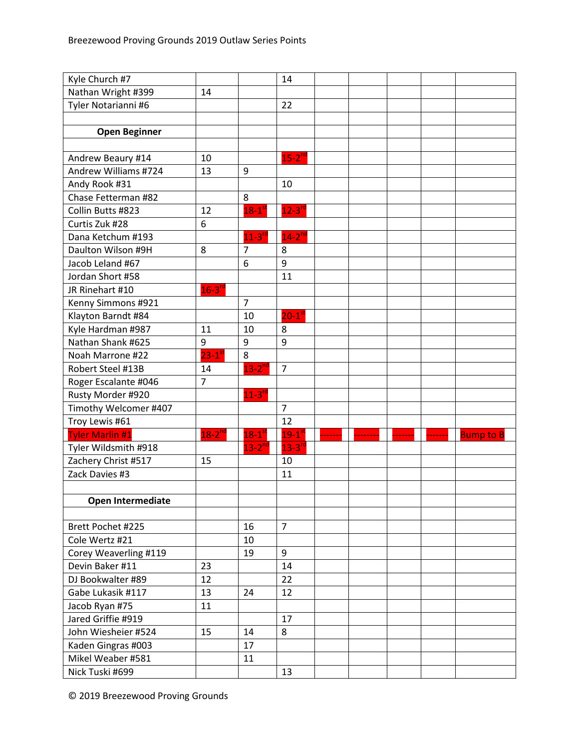| | | | | | | | | |
|---|---|---|---|---|---|---|---|---|
| Kyle Church #7 | | | 14 | | | | | |
| Nathan Wright #399 | 14 | | | | | | | |
| Tyler Notarianni #6 | | | 22 | | | | | |
| | | | | | | | | |
| **Open Beginner** | | | | | | | | |
| | | | | | | | | |
| Andrew Beaury #14 | 10 | | 15-2nd | | | | | |
| Andrew Williams #724 | 13 | 9 | | | | | | |
| Andy Rook #31 | | | 10 | | | | | |
| Chase Fetterman #82 | | 8 | | | | | | |
| Collin Butts #823 | 12 | 18-1st | 12-3rd | | | | | |
| Curtis Zuk #28 | 6 | | | | | | | |
| Dana Ketchum #193 | | 11-3rd | 14-2nd | | | | | |
| Daulton Wilson #9H | 8 | 7 | 8 | | | | | |
| Jacob Leland #67 | | 6 | 9 | | | | | |
| Jordan Short #58 | | | 11 | | | | | |
| JR Rinehart #10 | 16-3rd | | | | | | | |
| Kenny Simmons #921 | | 7 | | | | | | |
| Klayton Barndt #84 | | 10 | 20-1st | | | | | |
| Kyle Hardman #987 | 11 | 10 | 8 | | | | | |
| Nathan Shank #625 | 9 | 9 | 9 | | | | | |
| Noah Marrone #22 | 23-1st | 8 | | | | | | |
| Robert Steel #13B | 14 | 13-2nd | 7 | | | | | |
| Roger Escalante #046 | 7 | | | | | | | |
| Rusty Morder #920 | | 11-3rd | | | | | | |
| Timothy Welcomer #407 | | | 7 | | | | | |
| Troy Lewis #61 | | | 12 | | | | | |
| Tyler Marlin #1 | 18-2nd | 18-1st | 19-1st | ------- | ------- | ------- | ------- | Bump to B |
| Tyler Wildsmith #918 | | 13-2nd | 13-3rd | | | | | |
| Zachery Christ #517 | 15 | | 10 | | | | | |
| Zack Davies #3 | | | 11 | | | | | |
| | | | | | | | | |
| **Open Intermediate** | | | | | | | | |
| | | | | | | | | |
| Brett Pochet #225 | | 16 | 7 | | | | | |
| Cole Wertz #21 | | 10 | | | | | | |
| Corey Weaverling #119 | | 19 | 9 | | | | | |
| Devin Baker #11 | 23 | | 14 | | | | | |
| DJ Bookwalter #89 | 12 | | 22 | | | | | |
| Gabe Lukasik #117 | 13 | 24 | 12 | | | | | |
| Jacob Ryan #75 | 11 | | | | | | | |
| Jared Griffie #919 | | | 17 | | | | | |
| John Wiesheier #524 | 15 | 14 | 8 | | | | | |
| Kaden Gingras #003 | | 17 | | | | | | |
| Mikel Weaber #581 | | 11 | | | | | | |
| Nick Tuski #699 | | | 13 | | | | | |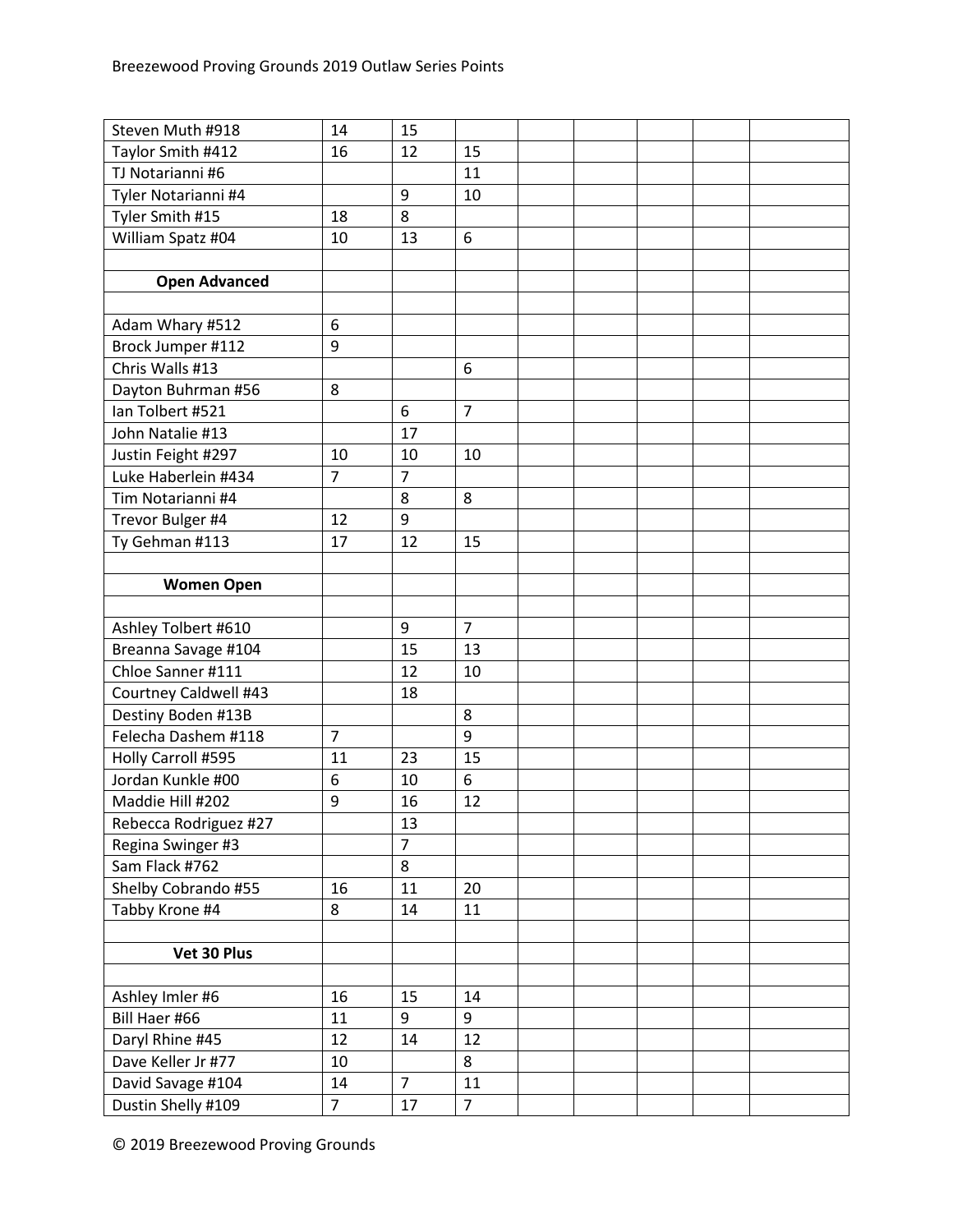| | | | | | | | | |
|---|---|---|---|---|---|---|---|---|
| Steven Muth #918 | 14 | 15 | | | | | | |
| Taylor Smith #412 | 16 | 12 | 15 | | | | | |
| TJ Notarianni #6 | | | 11 | | | | | |
| Tyler Notarianni #4 | | 9 | 10 | | | | | |
| Tyler Smith #15 | 18 | 8 | | | | | | |
| William Spatz #04 | 10 | 13 | 6 | | | | | |
| | | | | | | | | |
| **Open Advanced** | | | | | | | | |
| | | | | | | | | |
| Adam Whary #512 | 6 | | | | | | | |
| Brock Jumper #112 | 9 | | | | | | | |
| Chris Walls #13 | | | 6 | | | | | |
| Dayton Buhrman #56 | 8 | | | | | | | |
| Ian Tolbert #521 | | 6 | 7 | | | | | |
| John Natalie #13 | | 17 | | | | | | |
| Justin Feight #297 | 10 | 10 | 10 | | | | | |
| Luke Haberlein #434 | 7 | 7 | | | | | | |
| Tim Notarianni #4 | | 8 | 8 | | | | | |
| Trevor Bulger #4 | 12 | 9 | | | | | | |
| Ty Gehman #113 | 17 | 12 | 15 | | | | | |
| | | | | | | | | |
| **Women Open** | | | | | | | | |
| | | | | | | | | |
| Ashley Tolbert #610 | | 9 | 7 | | | | | |
| Breanna Savage #104 | | 15 | 13 | | | | | |
| Chloe Sanner #111 | | 12 | 10 | | | | | |
| Courtney Caldwell #43 | | 18 | | | | | | |
| Destiny Boden #13B | | | 8 | | | | | |
| Felecha Dashem #118 | 7 | | 9 | | | | | |
| Holly Carroll #595 | 11 | 23 | 15 | | | | | |
| Jordan Kunkle #00 | 6 | 10 | 6 | | | | | |
| Maddie Hill #202 | 9 | 16 | 12 | | | | | |
| Rebecca Rodriguez #27 | | 13 | | | | | | |
| Regina Swinger #3 | | 7 | | | | | | |
| Sam Flack #762 | | 8 | | | | | | |
| Shelby Cobrando #55 | 16 | 11 | 20 | | | | | |
| Tabby Krone #4 | 8 | 14 | 11 | | | | | |
| | | | | | | | | |
| **Vet 30 Plus** | | | | | | | | |
| | | | | | | | | |
| Ashley Imler #6 | 16 | 15 | 14 | | | | | |
| Bill Haer #66 | 11 | 9 | 9 | | | | | |
| Daryl Rhine #45 | 12 | 14 | 12 | | | | | |
| Dave Keller Jr #77 | 10 | | 8 | | | | | |
| David Savage #104 | 14 | 7 | 11 | | | | | |
| Dustin Shelly #109 | 7 | 17 | 7 | | | | | |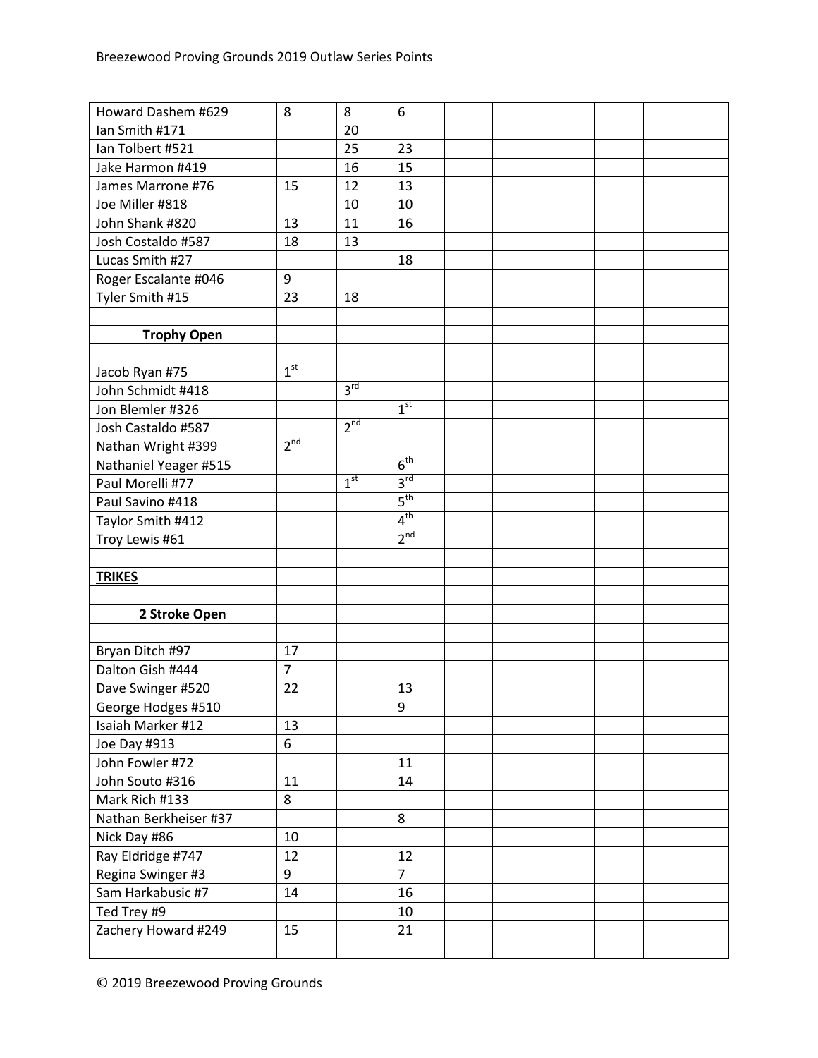| | | | | | | | | |
|---|---|---|---|---|---|---|---|---|
| Howard Dashem #629 | 8 | 8 | 6 | | | | | |
| Ian Smith #171 | | 20 | | | | | | |
| Ian Tolbert #521 | | 25 | 23 | | | | | |
| Jake Harmon #419 | | 16 | 15 | | | | | |
| James Marrone #76 | 15 | 12 | 13 | | | | | |
| Joe Miller #818 | | 10 | 10 | | | | | |
| John Shank #820 | 13 | 11 | 16 | | | | | |
| Josh Costaldo #587 | 18 | 13 | | | | | | |
| Lucas Smith #27 | | | 18 | | | | | |
| Roger Escalante #046 | 9 | | | | | | | |
| Tyler Smith #15 | 23 | 18 | | | | | | |
| | | | | | | | | |
| **Trophy Open** | | | | | | | | |
| | | | | | | | | |
| Jacob Ryan #75 | 1st | | | | | | | |
| John Schmidt #418 | | 3rd | | | | | | |
| Jon Blemler #326 | | | 1st | | | | | |
| Josh Castaldo #587 | | 2nd | | | | | | |
| Nathan Wright #399 | 2nd | | | | | | | |
| Nathaniel Yeager #515 | | | 6th | | | | | |
| Paul Morelli #77 | | 1st | 3rd | | | | | |
| Paul Savino #418 | | | 5th | | | | | |
| Taylor Smith #412 | | | 4th | | | | | |
| Troy Lewis #61 | | | 2nd | | | | | |
| | | | | | | | | |
| **TRIKES** | | | | | | | | |
| | | | | | | | | |
| **2 Stroke Open** | | | | | | | | |
| | | | | | | | | |
| Bryan Ditch #97 | 17 | | | | | | | |
| Dalton Gish #444 | 7 | | | | | | | |
| Dave Swinger #520 | 22 | | 13 | | | | | |
| George Hodges #510 | | | 9 | | | | | |
| Isaiah Marker #12 | 13 | | | | | | | |
| Joe Day #913 | 6 | | | | | | | |
| John Fowler #72 | | | 11 | | | | | |
| John Souto #316 | 11 | | 14 | | | | | |
| Mark Rich #133 | 8 | | | | | | | |
| Nathan Berkheiser #37 | | | 8 | | | | | |
| Nick Day #86 | 10 | | | | | | | |
| Ray Eldridge #747 | 12 | | 12 | | | | | |
| Regina Swinger #3 | 9 | | 7 | | | | | |
| Sam Harkabusic #7 | 14 | | 16 | | | | | |
| Ted Trey #9 | | | 10 | | | | | |
| Zachery Howard #249 | 15 | | 21 | | | | | |
| | | | | | | | | |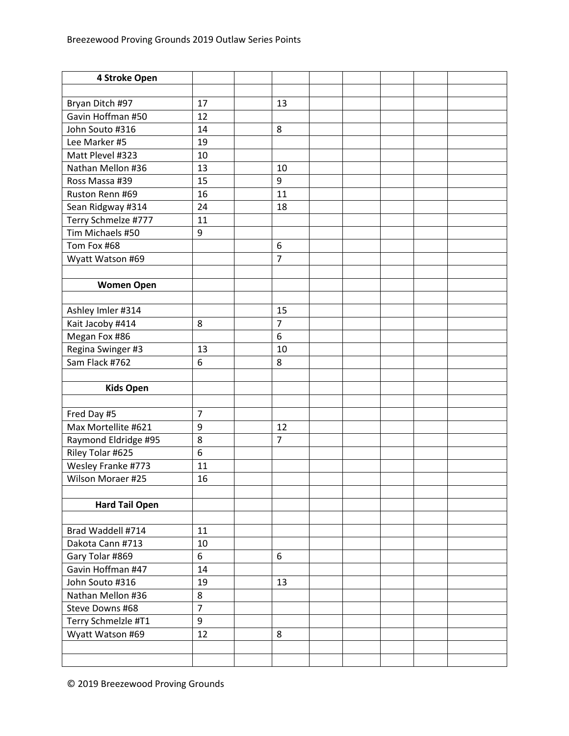Breezewood Proving Grounds 2019 Outlaw Series Points

| 4 Stroke Open | | | | | | | | |
|---|---|---|---|---|---|---|---|---|
| | | | | | | | | |
| Bryan Ditch #97 | 17 | | 13 | | | | | |
| Gavin Hoffman #50 | 12 | | | | | | | |
| John Souto #316 | 14 | | 8 | | | | | |
| Lee Marker #5 | 19 | | | | | | | |
| Matt Plevel #323 | 10 | | | | | | | |
| Nathan Mellon #36 | 13 | | 10 | | | | | |
| Ross Massa #39 | 15 | | 9 | | | | | |
| Ruston Renn #69 | 16 | | 11 | | | | | |
| Sean Ridgway #314 | 24 | | 18 | | | | | |
| Terry Schmelze #777 | 11 | | | | | | | |
| Tim Michaels #50 | 9 | | | | | | | |
| Tom Fox #68 | | | 6 | | | | | |
| Wyatt Watson #69 | | | 7 | | | | | |
| | | | | | | | | |
| **Women Open** | | | | | | | | |
| | | | | | | | | |
| Ashley Imler #314 | | | 15 | | | | | |
| Kait Jacoby #414 | 8 | | 7 | | | | | |
| Megan Fox #86 | | | 6 | | | | | |
| Regina Swinger #3 | 13 | | 10 | | | | | |
| Sam Flack #762 | 6 | | 8 | | | | | |
| | | | | | | | | |
| **Kids Open** | | | | | | | | |
| | | | | | | | | |
| Fred Day #5 | 7 | | | | | | | |
| Max Mortellite #621 | 9 | | 12 | | | | | |
| Raymond Eldridge #95 | 8 | | 7 | | | | | |
| Riley Tolar #625 | 6 | | | | | | | |
| Wesley Franke #773 | 11 | | | | | | | |
| Wilson Moraer #25 | 16 | | | | | | | |
| | | | | | | | | |
| **Hard Tail Open** | | | | | | | | |
| | | | | | | | | |
| Brad Waddell #714 | 11 | | | | | | | |
| Dakota Cann #713 | 10 | | | | | | | |
| Gary Tolar #869 | 6 | | 6 | | | | | |
| Gavin Hoffman #47 | 14 | | | | | | | |
| John Souto #316 | 19 | | 13 | | | | | |
| Nathan Mellon #36 | 8 | | | | | | | |
| Steve Downs #68 | 7 | | | | | | | |
| Terry Schmelzle #T1 | 9 | | | | | | | |
| Wyatt Watson #69 | 12 | | 8 | | | | | |
| | | | | | | | | |
| | | | | | | | | |

© 2019 Breezewood Proving Grounds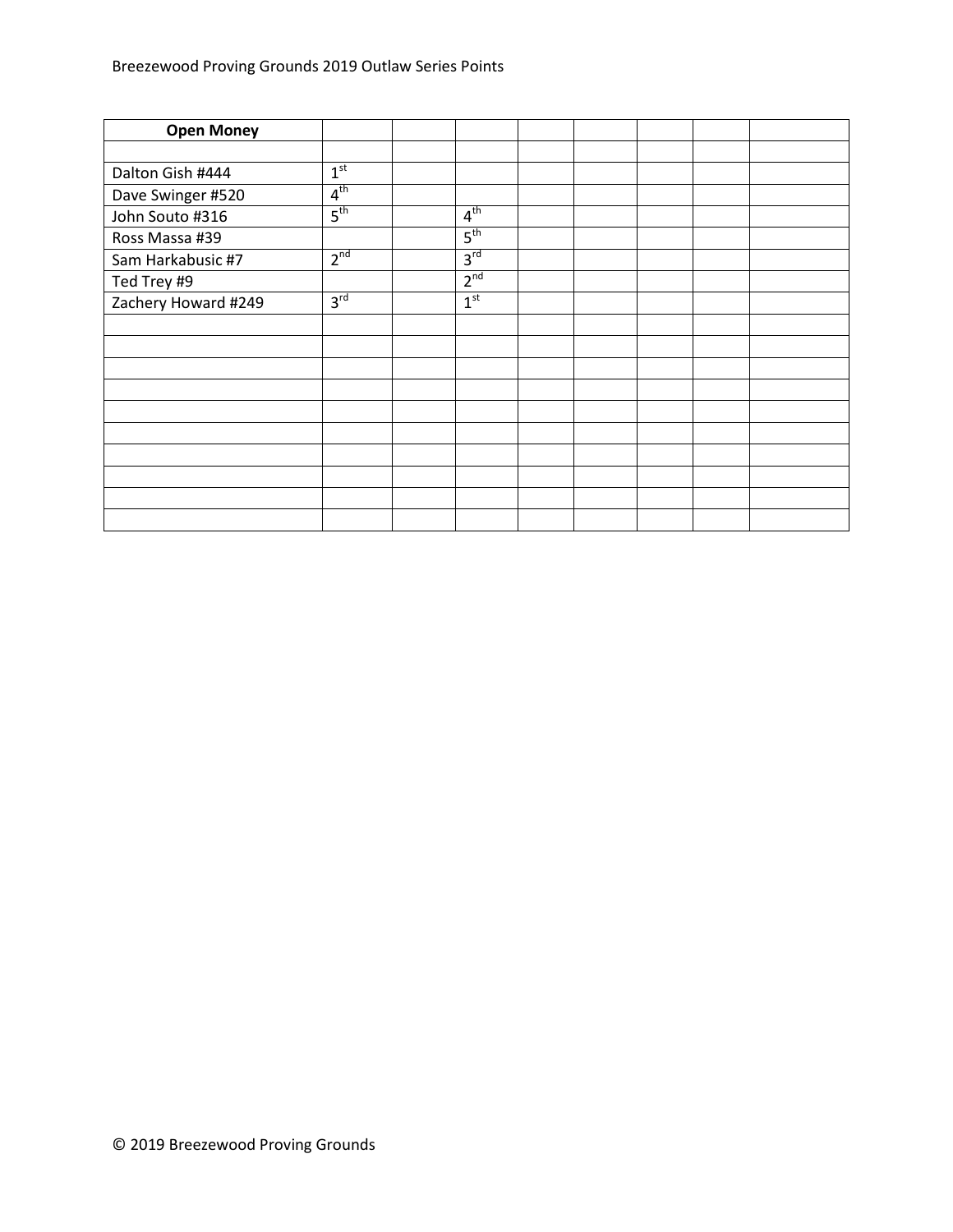| Open Money | | | | | | | | |
|---|---|---|---|---|---|---|---|---|
| | | | | | | | | |
| Dalton Gish #444 | 1st | | | | | | | |
| Dave Swinger #520 | 4th | | | | | | | |
| John Souto #316 | 5th | | 4th | | | | | |
| Ross Massa #39 | | | 5th | | | | | |
| Sam Harkabusic #7 | 2nd | | 3rd | | | | | |
| Ted Trey #9 | | | 2nd | | | | | |
| Zachery Howard #249 | 3rd | | 1st | | | | | |